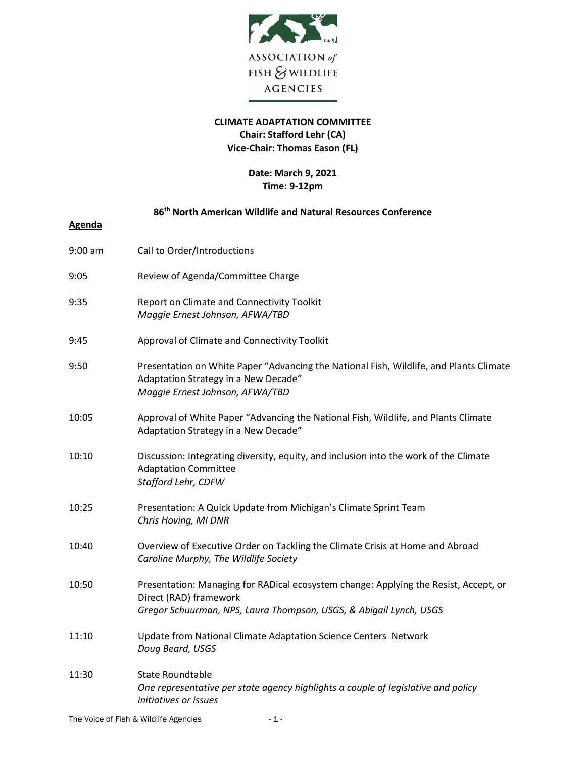ASSOCIATION *of* FISH & WILDLIFE AGENCIES

**CLIMATE ADAPTATION COMMITTEE**
**Chair: Stafford Lehr (CA)**
**Vice-Chair: Thomas Eason (FL)**

**Date: March 9, 2021**
**Time: 9-12pm**

**86th North American Wildlife and Natural Resources Conference**

**Agenda**

| | |
|---|---|
| 9:00 am | Call to Order/Introductions |
| 9:05 | Review of Agenda/Committee Charge |
| 9:35 | Report on Climate and Connectivity Toolkit<br>*Maggie Ernest Johnson, AFWA/TBD* |
| 9:45 | Approval of Climate and Connectivity Toolkit |
| 9:50 | Presentation on White Paper "Advancing the National Fish, Wildlife, and Plants Climate Adaptation Strategy in a New Decade"<br>*Maggie Ernest Johnson, AFWA/TBD* |
| 10:05 | Approval of White Paper "Advancing the National Fish, Wildlife, and Plants Climate Adaptation Strategy in a New Decade" |
| 10:10 | Discussion: Integrating diversity, equity, and inclusion into the work of the Climate Adaptation Committee<br>*Stafford Lehr, CDFW* |
| 10:25 | Presentation: A Quick Update from Michigan's Climate Sprint Team<br>*Chris Hoving, MI DNR* |
| 10:40 | Overview of Executive Order on Tackling the Climate Crisis at Home and Abroad<br>*Caroline Murphy, The Wildlife Society* |
| 10:50 | Presentation: Managing for RADical ecosystem change: Applying the Resist, Accept, or Direct (RAD) framework<br>*Gregor Schuurman, NPS, Laura Thompson, USGS, & Abigail Lynch, USGS* |
| 11:10 | Update from National Climate Adaptation Science Centers Network<br>*Doug Beard, USGS* |
| 11:30 | State Roundtable<br>*One representative per state agency highlights a couple of legislative and policy initiatives or issues* |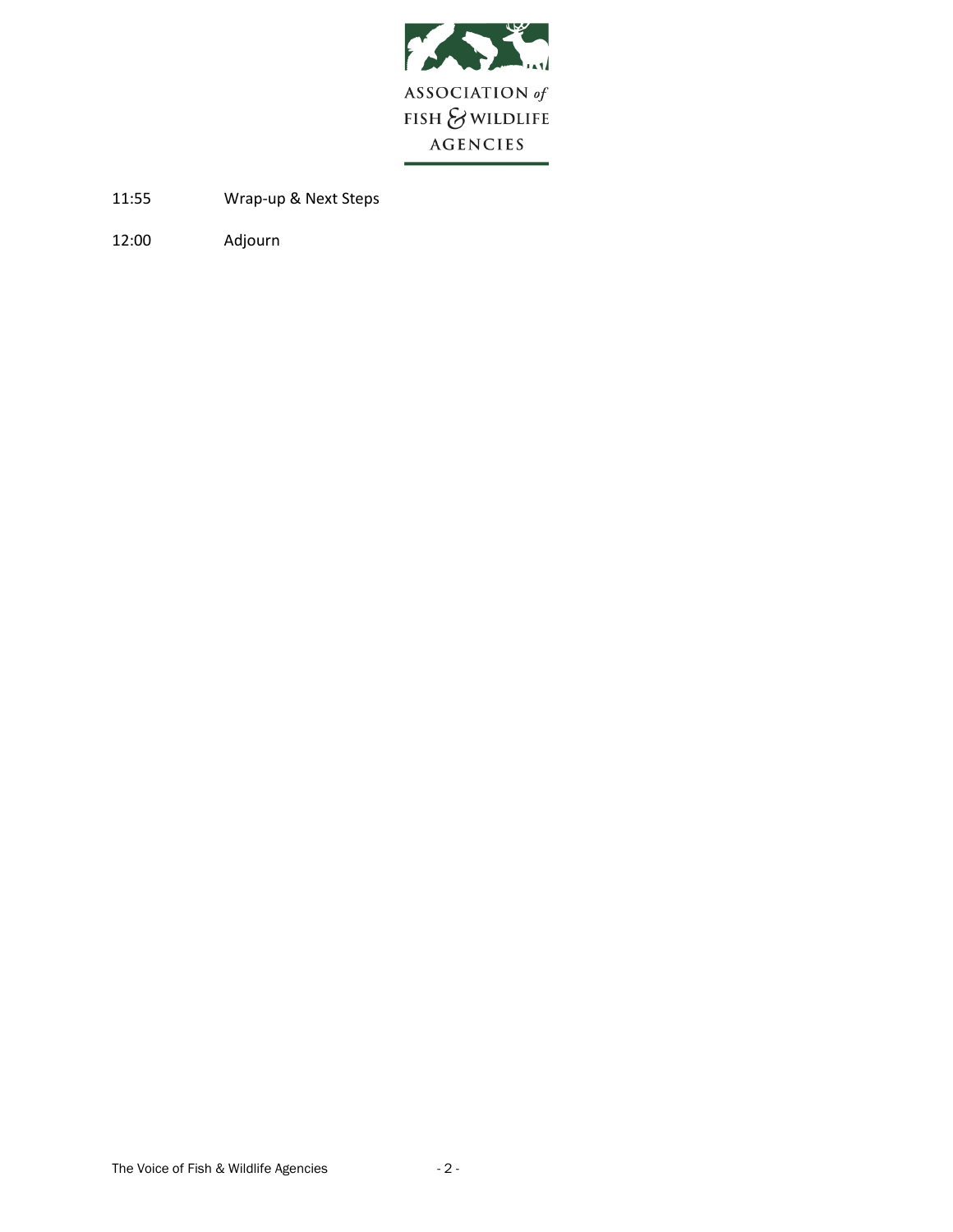ASSOCIATION *of* FISH & WILDLIFE AGENCIES

| | |
|---|---|
| 11:55 | Wrap-up & Next Steps |
| 12:00 | Adjourn |